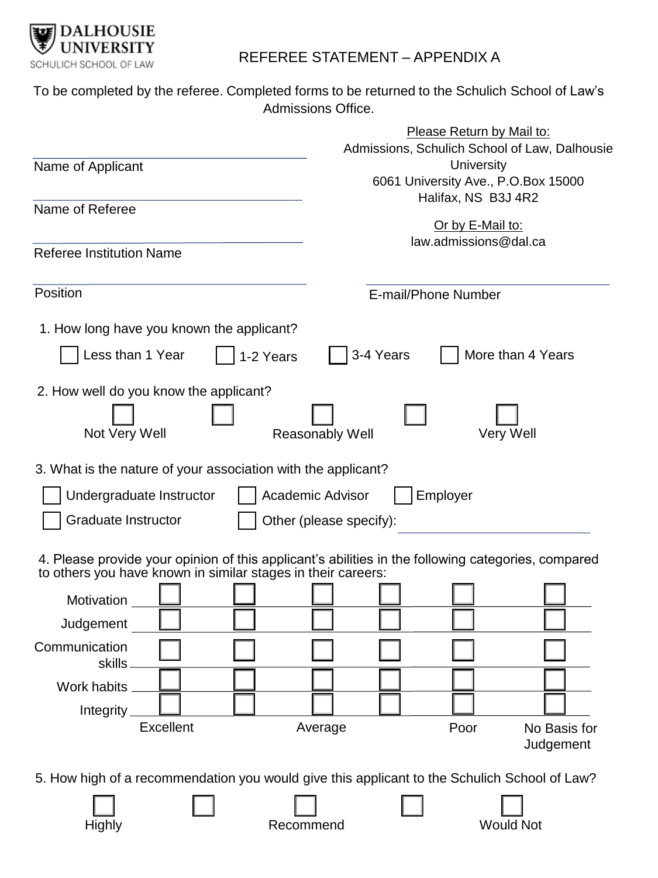DALHOUSIE UNIVERSITY
SCHULICH SCHOOL OF LAW

# REFEREE STATEMENT – APPENDIX A

To be completed by the referee. Completed forms to be returned to the Schulich School of Law's Admissions Office.

Please Return by Mail to:
Admissions, Schulich School of Law, Dalhousie University
6061 University Ave., P.O.Box 15000
Halifax, NS B3J 4R2

Or by E-Mail to:
law.admissions@dal.ca

Name of Applicant: ______________________

Name of Referee: ______________________

Referee Institution Name: ______________________

Position: ______________________

E-mail/Phone Number: ______________________

1. How long have you known the applicant?

☐ Less than 1 Year ☐ 1-2 Years ☐ 3-4 Years ☐ More than 4 Years

2. How well do you know the applicant?

| ☐ | ☐ | ☐ | ☐ | ☐ |
|---|---|---|---|---|
| Not Very Well | | Reasonably Well | | Very Well |

3. What is the nature of your association with the applicant?

☐ Undergraduate Instructor ☐ Academic Advisor ☐ Employer

☐ Graduate Instructor ☐ Other (please specify): ______________________

4. Please provide your opinion of this applicant's abilities in the following categories, compared to others you have known in similar stages in their careers:

| | Excellent | | Average | | Poor | No Basis for Judgement |
|---|---|---|---|---|---|---|
| Motivation | ☐ | ☐ | ☐ | ☐ | ☐ | ☐ |
| Judgement | ☐ | ☐ | ☐ | ☐ | ☐ | ☐ |
| Communication skills | ☐ | ☐ | ☐ | ☐ | ☐ | ☐ |
| Work habits | ☐ | ☐ | ☐ | ☐ | ☐ | ☐ |
| Integrity | ☐ | ☐ | ☐ | ☐ | ☐ | ☐ |

5. How high of a recommendation you would give this applicant to the Schulich School of Law?

| ☐ | ☐ | ☐ | ☐ | ☐ |
|---|---|---|---|---|
| Highly | | Recommend | | Would Not |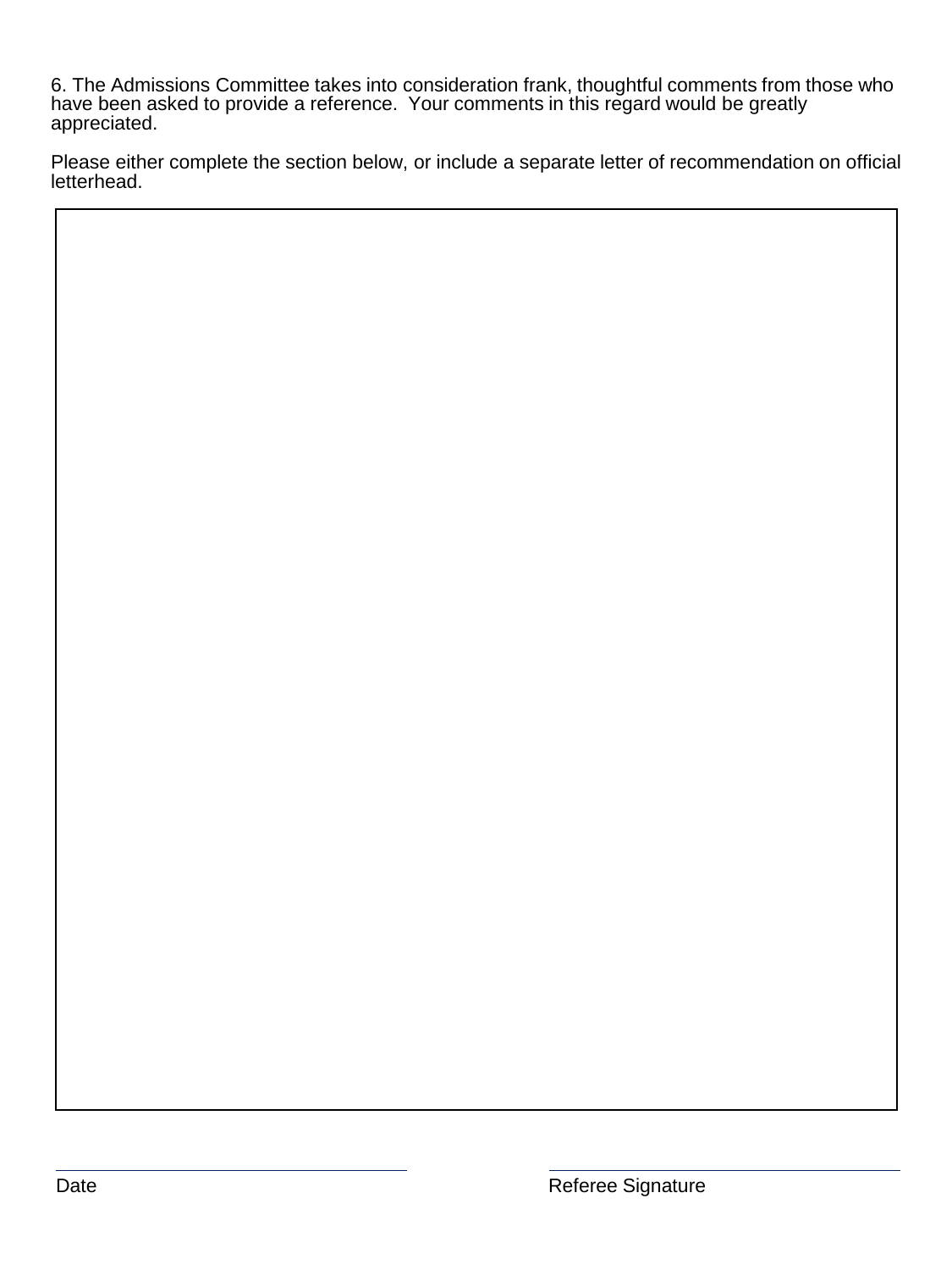6. The Admissions Committee takes into consideration frank, thoughtful comments from those who have been asked to provide a reference. Your comments in this regard would be greatly appreciated.

Please either complete the section below, or include a separate letter of recommendation on official letterhead.

Date

Referee Signature